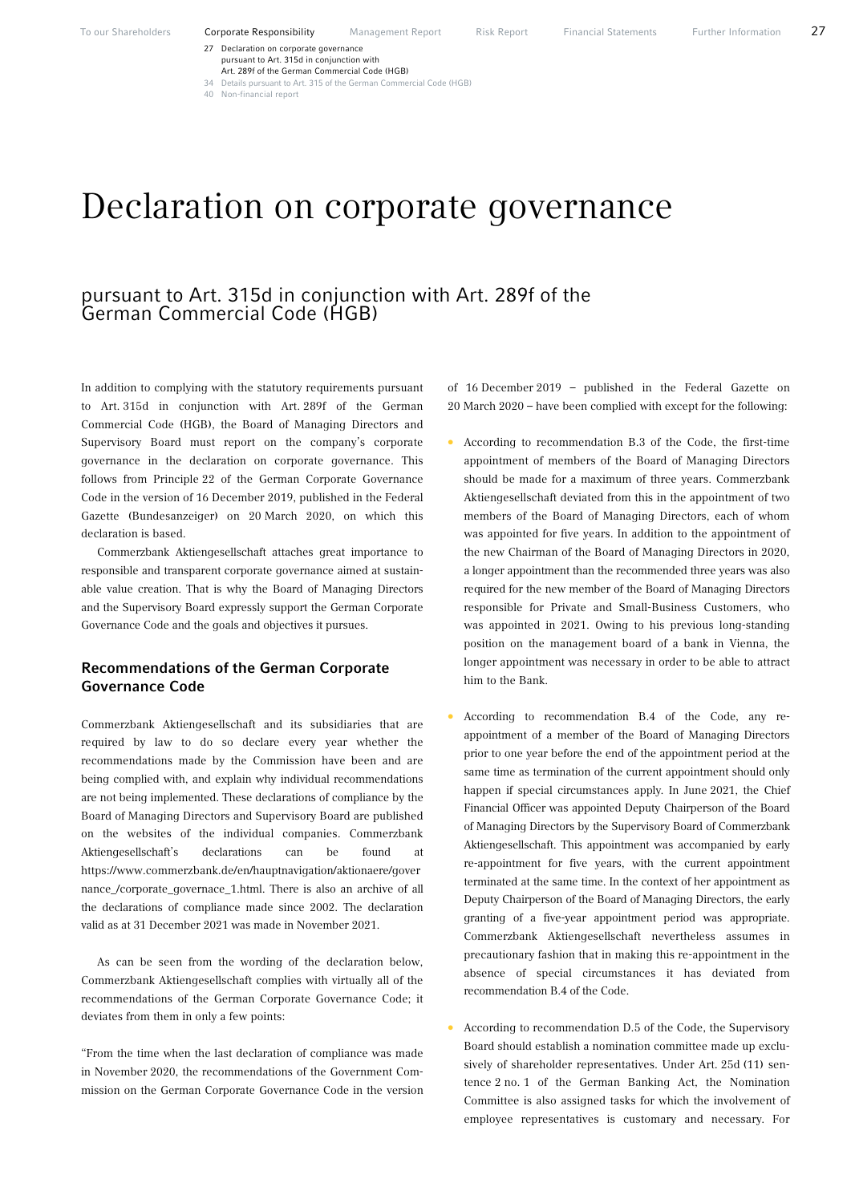# Declaration on corporate governance

## pursuant to Art. 315d in conjunction with Art. 289f of the German Commercial Code (HGB)

In addition to complying with the statutory requirements pursuant to Art. 315d in conjunction with Art. 289f of the German Commercial Code (HGB), the Board of Managing Directors and Supervisory Board must report on the company's corporate governance in the declaration on corporate governance. This follows from Principle 22 of the German Corporate Governance Code in the version of 16 December 2019, published in the Federal Gazette (Bundesanzeiger) on 20 March 2020, on which this declaration is based.

Commerzbank Aktiengesellschaft attaches great importance to responsible and transparent corporate governance aimed at sustainable value creation. That is why the Board of Managing Directors and the Supervisory Board expressly support the German Corporate Governance Code and the goals and objectives it pursues.

### Recommendations of the German Corporate Governance Code

Commerzbank Aktiengesellschaft and its subsidiaries that are required by law to do so declare every year whether the recommendations made by the Commission have been and are being complied with, and explain why individual recommendations are not being implemented. These declarations of compliance by the Board of Managing Directors and Supervisory Board are published on the websites of the individual companies. Commerzbank Aktiengesellschaft's declarations can be found at https://www.commerzbank.de/en/hauptnavigation/aktionaere/governance_/corporate_governace_1.html. There is also an archive of all the declarations of compliance made since 2002. The declaration valid as at 31 December 2021 was made in November 2021.

As can be seen from the wording of the declaration below, Commerzbank Aktiengesellschaft complies with virtually all of the recommendations of the German Corporate Governance Code; it deviates from them in only a few points:

"From the time when the last declaration of compliance was made in November 2020, the recommendations of the Government Commission on the German Corporate Governance Code in the version of 16 December 2019 – published in the Federal Gazette on 20 March 2020 – have been complied with except for the following:

- According to recommendation B.3 of the Code, the first-time appointment of members of the Board of Managing Directors should be made for a maximum of three years. Commerzbank Aktiengesellschaft deviated from this in the appointment of two members of the Board of Managing Directors, each of whom was appointed for five years. In addition to the appointment of the new Chairman of the Board of Managing Directors in 2020, a longer appointment than the recommended three years was also required for the new member of the Board of Managing Directors responsible for Private and Small-Business Customers, who was appointed in 2021. Owing to his previous long-standing position on the management board of a bank in Vienna, the longer appointment was necessary in order to be able to attract him to the Bank.

- According to recommendation B.4 of the Code, any re-appointment of a member of the Board of Managing Directors prior to one year before the end of the appointment period at the same time as termination of the current appointment should only happen if special circumstances apply. In June 2021, the Chief Financial Officer was appointed Deputy Chairperson of the Board of Managing Directors by the Supervisory Board of Commerzbank Aktiengesellschaft. This appointment was accompanied by early re-appointment for five years, with the current appointment terminated at the same time. In the context of her appointment as Deputy Chairperson of the Board of Managing Directors, the early granting of a five-year appointment period was appropriate. Commerzbank Aktiengesellschaft nevertheless assumes in precautionary fashion that in making this re-appointment in the absence of special circumstances it has deviated from recommendation B.4 of the Code.

- According to recommendation D.5 of the Code, the Supervisory Board should establish a nomination committee made up exclusively of shareholder representatives. Under Art. 25d (11) sentence 2 no. 1 of the German Banking Act, the Nomination Committee is also assigned tasks for which the involvement of employee representatives is customary and necessary. For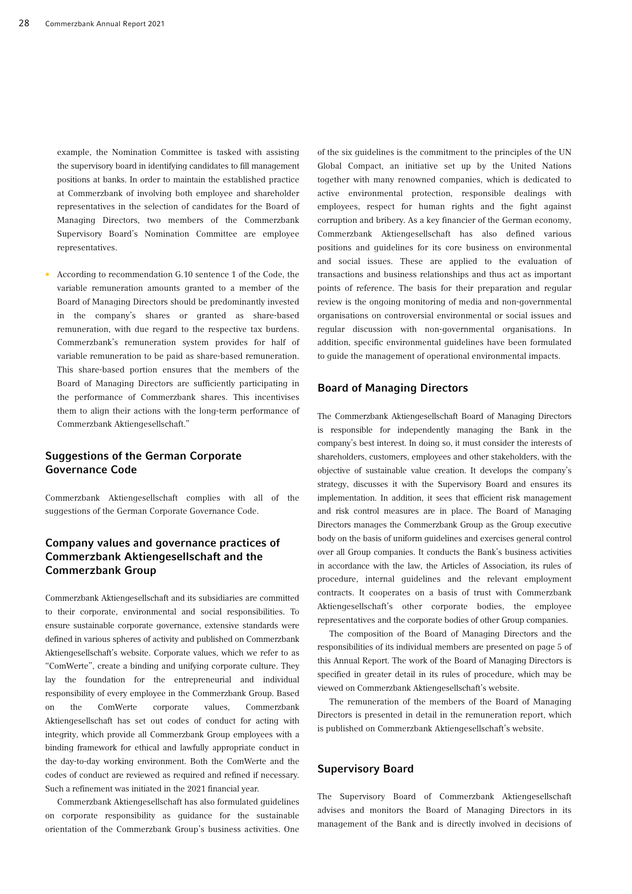example, the Nomination Committee is tasked with assisting the supervisory board in identifying candidates to fill management positions at banks. In order to maintain the established practice at Commerzbank of involving both employee and shareholder representatives in the selection of candidates for the Board of Managing Directors, two members of the Commerzbank Supervisory Board's Nomination Committee are employee representatives.

- According to recommendation G.10 sentence 1 of the Code, the variable remuneration amounts granted to a member of the Board of Managing Directors should be predominantly invested in the company's shares or granted as share-based remuneration, with due regard to the respective tax burdens. Commerzbank's remuneration system provides for half of variable remuneration to be paid as share-based remuneration. This share-based portion ensures that the members of the Board of Managing Directors are sufficiently participating in the performance of Commerzbank shares. This incentivises them to align their actions with the long-term performance of Commerzbank Aktiengesellschaft."

## Suggestions of the German Corporate Governance Code

Commerzbank Aktiengesellschaft complies with all of the suggestions of the German Corporate Governance Code.

## Company values and governance practices of Commerzbank Aktiengesellschaft and the Commerzbank Group

Commerzbank Aktiengesellschaft and its subsidiaries are committed to their corporate, environmental and social responsibilities. To ensure sustainable corporate governance, extensive standards were defined in various spheres of activity and published on Commerzbank Aktiengesellschaft's website. Corporate values, which we refer to as "ComWerte", create a binding and unifying corporate culture. They lay the foundation for the entrepreneurial and individual responsibility of every employee in the Commerzbank Group. Based on the ComWerte corporate values, Commerzbank Aktiengesellschaft has set out codes of conduct for acting with integrity, which provide all Commerzbank Group employees with a binding framework for ethical and lawfully appropriate conduct in the day-to-day working environment. Both the ComWerte and the codes of conduct are reviewed as required and refined if necessary. Such a refinement was initiated in the 2021 financial year.

Commerzbank Aktiengesellschaft has also formulated guidelines on corporate responsibility as guidance for the sustainable orientation of the Commerzbank Group's business activities. One of the six guidelines is the commitment to the principles of the UN Global Compact, an initiative set up by the United Nations together with many renowned companies, which is dedicated to active environmental protection, responsible dealings with employees, respect for human rights and the fight against corruption and bribery. As a key financier of the German economy, Commerzbank Aktiengesellschaft has also defined various positions and guidelines for its core business on environmental and social issues. These are applied to the evaluation of transactions and business relationships and thus act as important points of reference. The basis for their preparation and regular review is the ongoing monitoring of media and non-governmental organisations on controversial environmental or social issues and regular discussion with non-governmental organisations. In addition, specific environmental guidelines have been formulated to guide the management of operational environmental impacts.

## Board of Managing Directors

The Commerzbank Aktiengesellschaft Board of Managing Directors is responsible for independently managing the Bank in the company's best interest. In doing so, it must consider the interests of shareholders, customers, employees and other stakeholders, with the objective of sustainable value creation. It develops the company's strategy, discusses it with the Supervisory Board and ensures its implementation. In addition, it sees that efficient risk management and risk control measures are in place. The Board of Managing Directors manages the Commerzbank Group as the Group executive body on the basis of uniform guidelines and exercises general control over all Group companies. It conducts the Bank's business activities in accordance with the law, the Articles of Association, its rules of procedure, internal guidelines and the relevant employment contracts. It cooperates on a basis of trust with Commerzbank Aktiengesellschaft's other corporate bodies, the employee representatives and the corporate bodies of other Group companies.

The composition of the Board of Managing Directors and the responsibilities of its individual members are presented on page 5 of this Annual Report. The work of the Board of Managing Directors is specified in greater detail in its rules of procedure, which may be viewed on Commerzbank Aktiengesellschaft's website.

The remuneration of the members of the Board of Managing Directors is presented in detail in the remuneration report, which is published on Commerzbank Aktiengesellschaft's website.

## Supervisory Board

The Supervisory Board of Commerzbank Aktiengesellschaft advises and monitors the Board of Managing Directors in its management of the Bank and is directly involved in decisions of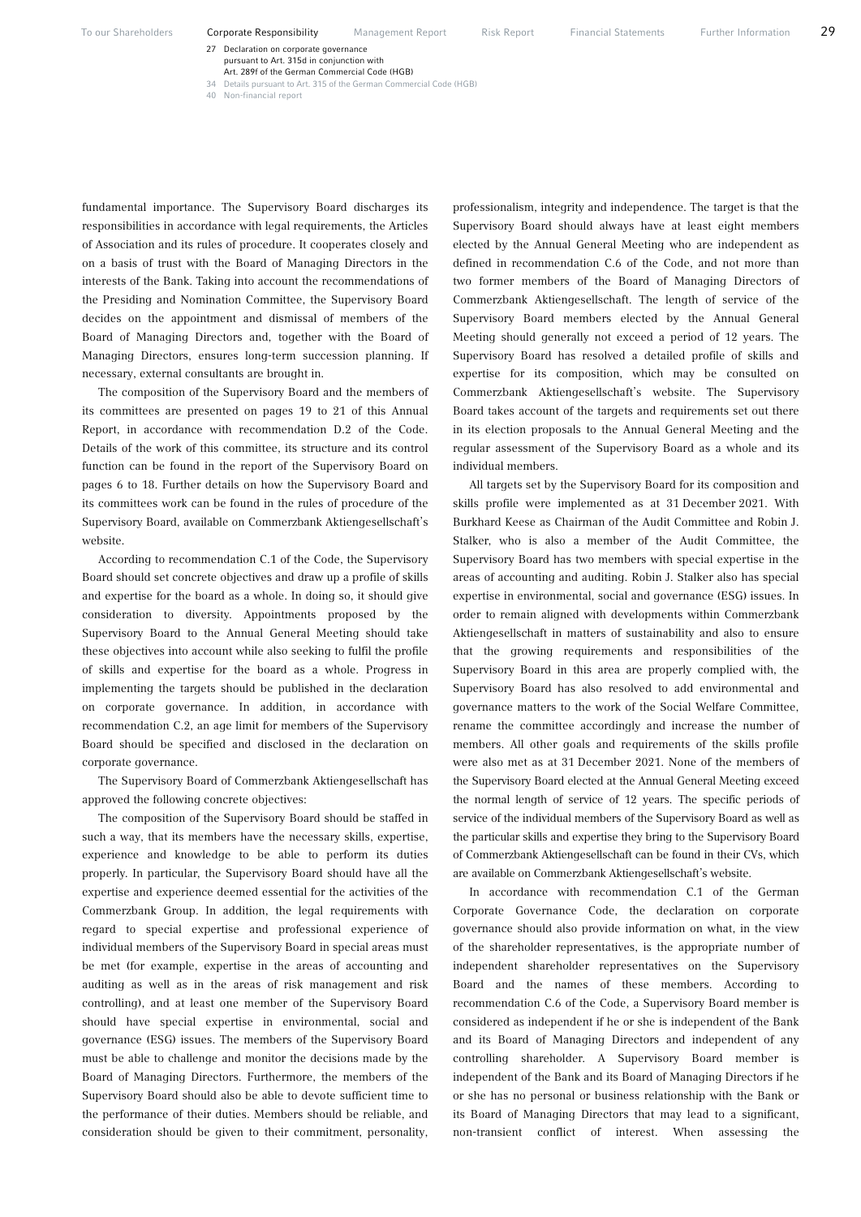fundamental importance. The Supervisory Board discharges its responsibilities in accordance with legal requirements, the Articles of Association and its rules of procedure. It cooperates closely and on a basis of trust with the Board of Managing Directors in the interests of the Bank. Taking into account the recommendations of the Presiding and Nomination Committee, the Supervisory Board decides on the appointment and dismissal of members of the Board of Managing Directors and, together with the Board of Managing Directors, ensures long-term succession planning. If necessary, external consultants are brought in.

The composition of the Supervisory Board and the members of its committees are presented on pages 19 to 21 of this Annual Report, in accordance with recommendation D.2 of the Code. Details of the work of this committee, its structure and its control function can be found in the report of the Supervisory Board on pages 6 to 18. Further details on how the Supervisory Board and its committees work can be found in the rules of procedure of the Supervisory Board, available on Commerzbank Aktiengesellschaft's website.

According to recommendation C.1 of the Code, the Supervisory Board should set concrete objectives and draw up a profile of skills and expertise for the board as a whole. In doing so, it should give consideration to diversity. Appointments proposed by the Supervisory Board to the Annual General Meeting should take these objectives into account while also seeking to fulfil the profile of skills and expertise for the board as a whole. Progress in implementing the targets should be published in the declaration on corporate governance. In addition, in accordance with recommendation C.2, an age limit for members of the Supervisory Board should be specified and disclosed in the declaration on corporate governance.

The Supervisory Board of Commerzbank Aktiengesellschaft has approved the following concrete objectives:

The composition of the Supervisory Board should be staffed in such a way, that its members have the necessary skills, expertise, experience and knowledge to be able to perform its duties properly. In particular, the Supervisory Board should have all the expertise and experience deemed essential for the activities of the Commerzbank Group. In addition, the legal requirements with regard to special expertise and professional experience of individual members of the Supervisory Board in special areas must be met (for example, expertise in the areas of accounting and auditing as well as in the areas of risk management and risk controlling), and at least one member of the Supervisory Board should have special expertise in environmental, social and governance (ESG) issues. The members of the Supervisory Board must be able to challenge and monitor the decisions made by the Board of Managing Directors. Furthermore, the members of the Supervisory Board should also be able to devote sufficient time to the performance of their duties. Members should be reliable, and consideration should be given to their commitment, personality, professionalism, integrity and independence. The target is that the Supervisory Board should always have at least eight members elected by the Annual General Meeting who are independent as defined in recommendation C.6 of the Code, and not more than two former members of the Board of Managing Directors of Commerzbank Aktiengesellschaft. The length of service of the Supervisory Board members elected by the Annual General Meeting should generally not exceed a period of 12 years. The Supervisory Board has resolved a detailed profile of skills and expertise for its composition, which may be consulted on Commerzbank Aktiengesellschaft's website. The Supervisory Board takes account of the targets and requirements set out there in its election proposals to the Annual General Meeting and the regular assessment of the Supervisory Board as a whole and its individual members.

All targets set by the Supervisory Board for its composition and skills profile were implemented as at 31 December 2021. With Burkhard Keese as Chairman of the Audit Committee and Robin J. Stalker, who is also a member of the Audit Committee, the Supervisory Board has two members with special expertise in the areas of accounting and auditing. Robin J. Stalker also has special expertise in environmental, social and governance (ESG) issues. In order to remain aligned with developments within Commerzbank Aktiengesellschaft in matters of sustainability and also to ensure that the growing requirements and responsibilities of the Supervisory Board in this area are properly complied with, the Supervisory Board has also resolved to add environmental and governance matters to the work of the Social Welfare Committee, rename the committee accordingly and increase the number of members. All other goals and requirements of the skills profile were also met as at 31 December 2021. None of the members of the Supervisory Board elected at the Annual General Meeting exceed the normal length of service of 12 years. The specific periods of service of the individual members of the Supervisory Board as well as the particular skills and expertise they bring to the Supervisory Board of Commerzbank Aktiengesellschaft can be found in their CVs, which are available on Commerzbank Aktiengesellschaft's website.

In accordance with recommendation C.1 of the German Corporate Governance Code, the declaration on corporate governance should also provide information on what, in the view of the shareholder representatives, is the appropriate number of independent shareholder representatives on the Supervisory Board and the names of these members. According to recommendation C.6 of the Code, a Supervisory Board member is considered as independent if he or she is independent of the Bank and its Board of Managing Directors and independent of any controlling shareholder. A Supervisory Board member is independent of the Bank and its Board of Managing Directors if he or she has no personal or business relationship with the Bank or its Board of Managing Directors that may lead to a significant, non-transient conflict of interest. When assessing the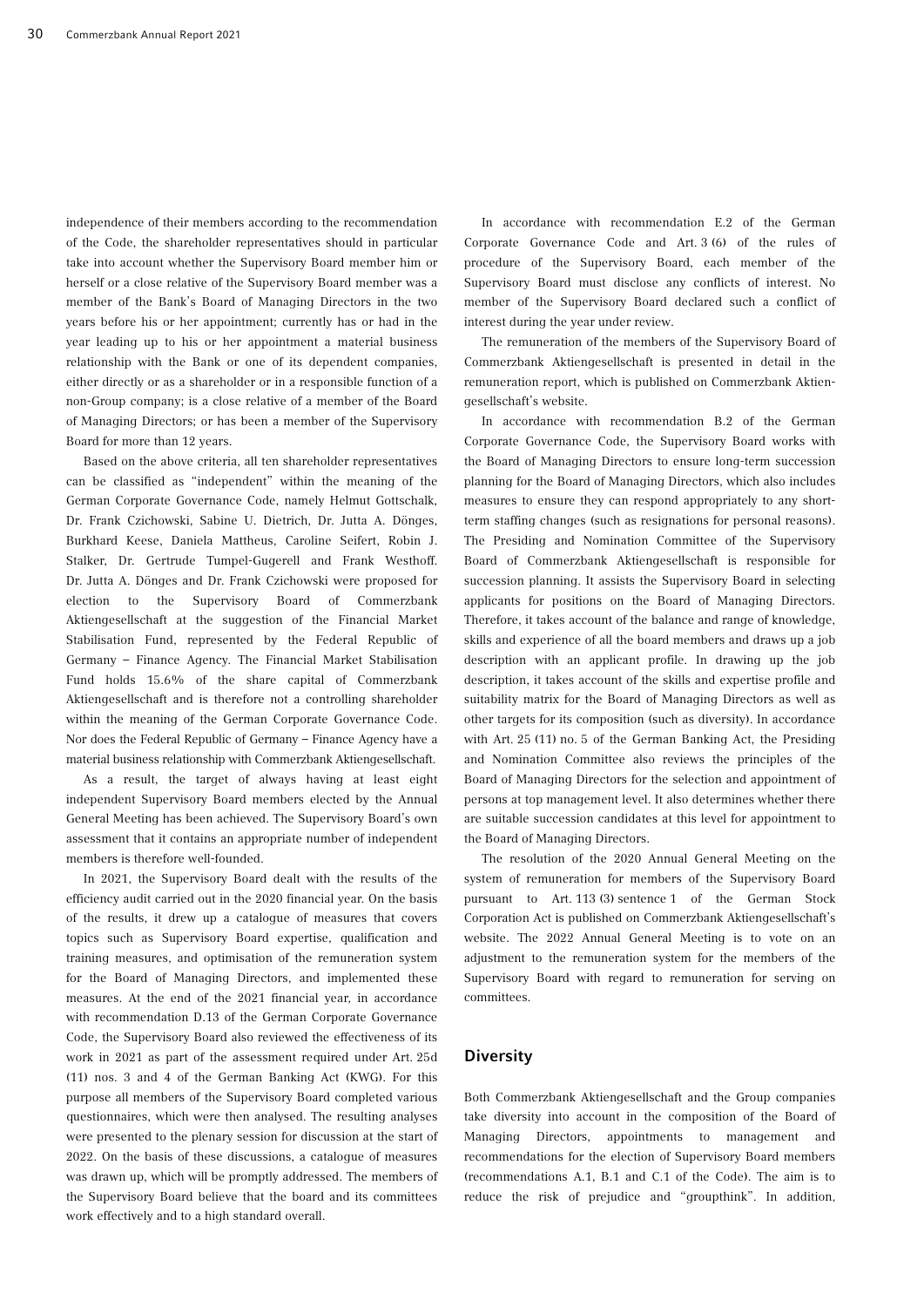independence of their members according to the recommendation of the Code, the shareholder representatives should in particular take into account whether the Supervisory Board member him or herself or a close relative of the Supervisory Board member was a member of the Bank's Board of Managing Directors in the two years before his or her appointment; currently has or had in the year leading up to his or her appointment a material business relationship with the Bank or one of its dependent companies, either directly or as a shareholder or in a responsible function of a non-Group company; is a close relative of a member of the Board of Managing Directors; or has been a member of the Supervisory Board for more than 12 years.

Based on the above criteria, all ten shareholder representatives can be classified as "independent" within the meaning of the German Corporate Governance Code, namely Helmut Gottschalk, Dr. Frank Czichowski, Sabine U. Dietrich, Dr. Jutta A. Dönges, Burkhard Keese, Daniela Mattheus, Caroline Seifert, Robin J. Stalker, Dr. Gertrude Tumpel-Gugerell and Frank Westhoff. Dr. Jutta A. Dönges and Dr. Frank Czichowski were proposed for election to the Supervisory Board of Commerzbank Aktiengesellschaft at the suggestion of the Financial Market Stabilisation Fund, represented by the Federal Republic of Germany – Finance Agency. The Financial Market Stabilisation Fund holds 15.6% of the share capital of Commerzbank Aktiengesellschaft and is therefore not a controlling shareholder within the meaning of the German Corporate Governance Code. Nor does the Federal Republic of Germany – Finance Agency have a material business relationship with Commerzbank Aktiengesellschaft.

As a result, the target of always having at least eight independent Supervisory Board members elected by the Annual General Meeting has been achieved. The Supervisory Board's own assessment that it contains an appropriate number of independent members is therefore well-founded.

In 2021, the Supervisory Board dealt with the results of the efficiency audit carried out in the 2020 financial year. On the basis of the results, it drew up a catalogue of measures that covers topics such as Supervisory Board expertise, qualification and training measures, and optimisation of the remuneration system for the Board of Managing Directors, and implemented these measures. At the end of the 2021 financial year, in accordance with recommendation D.13 of the German Corporate Governance Code, the Supervisory Board also reviewed the effectiveness of its work in 2021 as part of the assessment required under Art. 25d (11) nos. 3 and 4 of the German Banking Act (KWG). For this purpose all members of the Supervisory Board completed various questionnaires, which were then analysed. The resulting analyses were presented to the plenary session for discussion at the start of 2022. On the basis of these discussions, a catalogue of measures was drawn up, which will be promptly addressed. The members of the Supervisory Board believe that the board and its committees work effectively and to a high standard overall.

In accordance with recommendation E.2 of the German Corporate Governance Code and Art. 3 (6) of the rules of procedure of the Supervisory Board, each member of the Supervisory Board must disclose any conflicts of interest. No member of the Supervisory Board declared such a conflict of interest during the year under review.

The remuneration of the members of the Supervisory Board of Commerzbank Aktiengesellschaft is presented in detail in the remuneration report, which is published on Commerzbank Aktiengesellschaft's website.

In accordance with recommendation B.2 of the German Corporate Governance Code, the Supervisory Board works with the Board of Managing Directors to ensure long-term succession planning for the Board of Managing Directors, which also includes measures to ensure they can respond appropriately to any short-term staffing changes (such as resignations for personal reasons). The Presiding and Nomination Committee of the Supervisory Board of Commerzbank Aktiengesellschaft is responsible for succession planning. It assists the Supervisory Board in selecting applicants for positions on the Board of Managing Directors. Therefore, it takes account of the balance and range of knowledge, skills and experience of all the board members and draws up a job description with an applicant profile. In drawing up the job description, it takes account of the skills and expertise profile and suitability matrix for the Board of Managing Directors as well as other targets for its composition (such as diversity). In accordance with Art. 25 (11) no. 5 of the German Banking Act, the Presiding and Nomination Committee also reviews the principles of the Board of Managing Directors for the selection and appointment of persons at top management level. It also determines whether there are suitable succession candidates at this level for appointment to the Board of Managing Directors.

The resolution of the 2020 Annual General Meeting on the system of remuneration for members of the Supervisory Board pursuant to Art. 113 (3) sentence 1 of the German Stock Corporation Act is published on Commerzbank Aktiengesellschaft's website. The 2022 Annual General Meeting is to vote on an adjustment to the remuneration system for the members of the Supervisory Board with regard to remuneration for serving on committees.

## Diversity

Both Commerzbank Aktiengesellschaft and the Group companies take diversity into account in the composition of the Board of Managing Directors, appointments to management and recommendations for the election of Supervisory Board members (recommendations A.1, B.1 and C.1 of the Code). The aim is to reduce the risk of prejudice and "groupthink". In addition,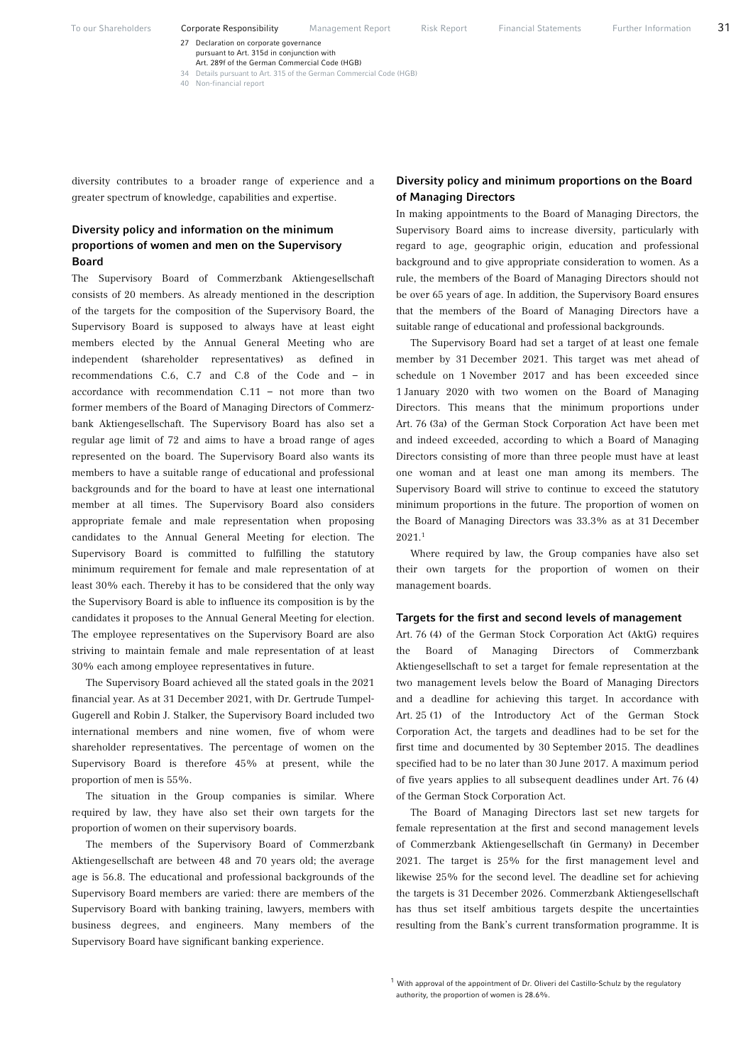diversity contributes to a broader range of experience and a greater spectrum of knowledge, capabilities and expertise.

### Diversity policy and information on the minimum proportions of women and men on the Supervisory Board

The Supervisory Board of Commerzbank Aktiengesellschaft consists of 20 members. As already mentioned in the description of the targets for the composition of the Supervisory Board, the Supervisory Board is supposed to always have at least eight members elected by the Annual General Meeting who are independent (shareholder representatives) as defined in recommendations C.6, C.7 and C.8 of the Code and – in accordance with recommendation C.11 – not more than two former members of the Board of Managing Directors of Commerzbank Aktiengesellschaft. The Supervisory Board has also set a regular age limit of 72 and aims to have a broad range of ages represented on the board. The Supervisory Board also wants its members to have a suitable range of educational and professional backgrounds and for the board to have at least one international member at all times. The Supervisory Board also considers appropriate female and male representation when proposing candidates to the Annual General Meeting for election. The Supervisory Board is committed to fulfilling the statutory minimum requirement for female and male representation of at least 30% each. Thereby it has to be considered that the only way the Supervisory Board is able to influence its composition is by the candidates it proposes to the Annual General Meeting for election. The employee representatives on the Supervisory Board are also striving to maintain female and male representation of at least 30% each among employee representatives in future.

The Supervisory Board achieved all the stated goals in the 2021 financial year. As at 31 December 2021, with Dr. Gertrude Tumpel-Gugerell and Robin J. Stalker, the Supervisory Board included two international members and nine women, five of whom were shareholder representatives. The percentage of women on the Supervisory Board is therefore 45% at present, while the proportion of men is 55%.

The situation in the Group companies is similar. Where required by law, they have also set their own targets for the proportion of women on their supervisory boards.

The members of the Supervisory Board of Commerzbank Aktiengesellschaft are between 48 and 70 years old; the average age is 56.8. The educational and professional backgrounds of the Supervisory Board members are varied: there are members of the Supervisory Board with banking training, lawyers, members with business degrees, and engineers. Many members of the Supervisory Board have significant banking experience.

### Diversity policy and minimum proportions on the Board of Managing Directors

In making appointments to the Board of Managing Directors, the Supervisory Board aims to increase diversity, particularly with regard to age, geographic origin, education and professional background and to give appropriate consideration to women. As a rule, the members of the Board of Managing Directors should not be over 65 years of age. In addition, the Supervisory Board ensures that the members of the Board of Managing Directors have a suitable range of educational and professional backgrounds.

The Supervisory Board had set a target of at least one female member by 31 December 2021. This target was met ahead of schedule on 1 November 2017 and has been exceeded since 1 January 2020 with two women on the Board of Managing Directors. This means that the minimum proportions under Art. 76 (3a) of the German Stock Corporation Act have been met and indeed exceeded, according to which a Board of Managing Directors consisting of more than three people must have at least one woman and at least one man among its members. The Supervisory Board will strive to continue to exceed the statutory minimum proportions in the future. The proportion of women on the Board of Managing Directors was 33.3% as at 31 December 2021.[1]

Where required by law, the Group companies have also set their own targets for the proportion of women on their management boards.

### Targets for the first and second levels of management

Art. 76 (4) of the German Stock Corporation Act (AktG) requires the Board of Managing Directors of Commerzbank Aktiengesellschaft to set a target for female representation at the two management levels below the Board of Managing Directors and a deadline for achieving this target. In accordance with Art. 25 (1) of the Introductory Act of the German Stock Corporation Act, the targets and deadlines had to be set for the first time and documented by 30 September 2015. The deadlines specified had to be no later than 30 June 2017. A maximum period of five years applies to all subsequent deadlines under Art. 76 (4) of the German Stock Corporation Act.

The Board of Managing Directors last set new targets for female representation at the first and second management levels of Commerzbank Aktiengesellschaft (in Germany) in December 2021. The target is 25% for the first management level and likewise 25% for the second level. The deadline set for achieving the targets is 31 December 2026. Commerzbank Aktiengesellschaft has thus set itself ambitious targets despite the uncertainties resulting from the Bank's current transformation programme. It is

[1] With approval of the appointment of Dr. Oliveri del Castillo-Schulz by the regulatory authority, the proportion of women is 28.6%.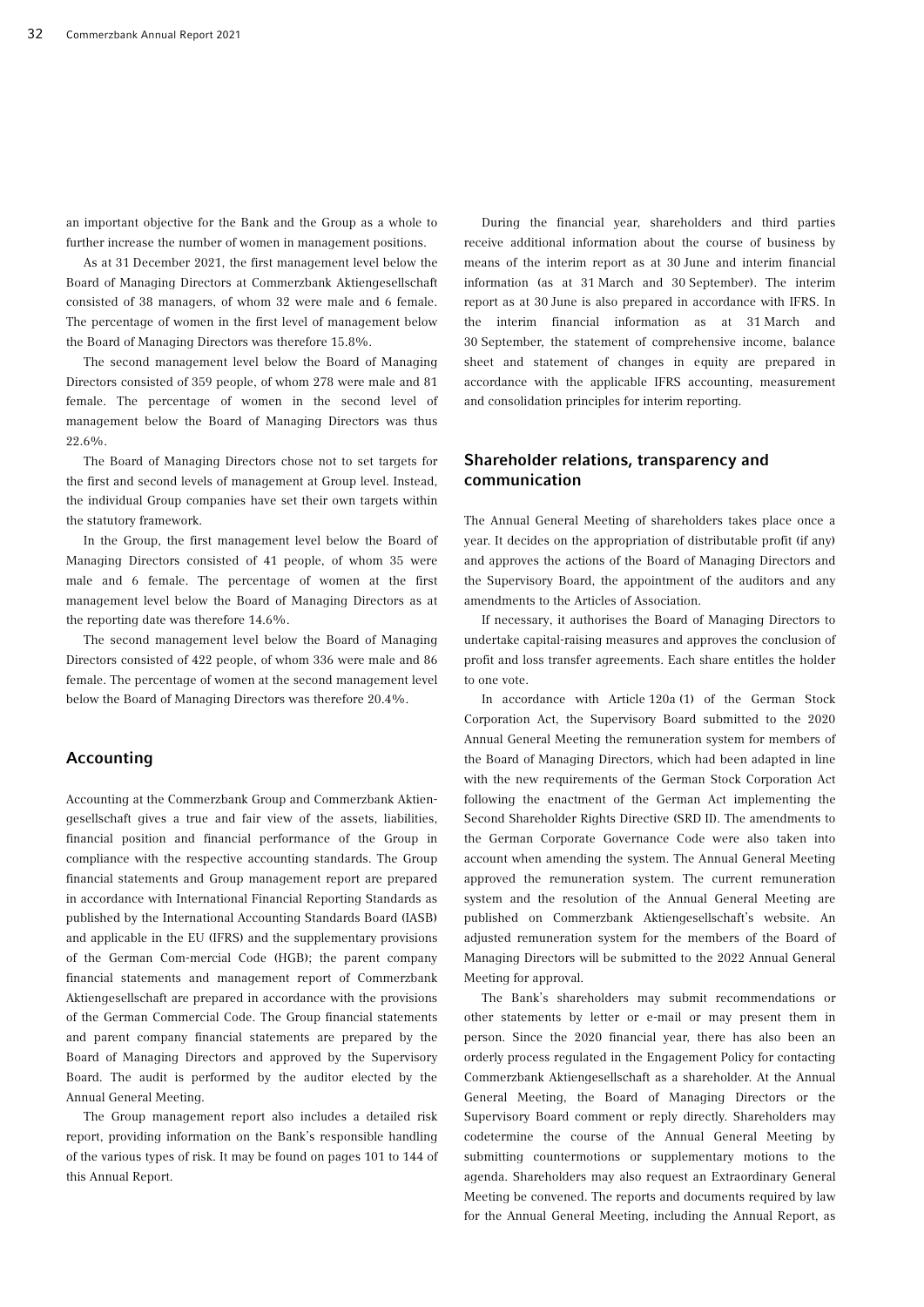an important objective for the Bank and the Group as a whole to further increase the number of women in management positions.

As at 31 December 2021, the first management level below the Board of Managing Directors at Commerzbank Aktiengesellschaft consisted of 38 managers, of whom 32 were male and 6 female. The percentage of women in the first level of management below the Board of Managing Directors was therefore 15.8%.

The second management level below the Board of Managing Directors consisted of 359 people, of whom 278 were male and 81 female. The percentage of women in the second level of management below the Board of Managing Directors was thus 22.6%.

The Board of Managing Directors chose not to set targets for the first and second levels of management at Group level. Instead, the individual Group companies have set their own targets within the statutory framework.

In the Group, the first management level below the Board of Managing Directors consisted of 41 people, of whom 35 were male and 6 female. The percentage of women at the first management level below the Board of Managing Directors as at the reporting date was therefore 14.6%.

The second management level below the Board of Managing Directors consisted of 422 people, of whom 336 were male and 86 female. The percentage of women at the second management level below the Board of Managing Directors was therefore 20.4%.

## Accounting

Accounting at the Commerzbank Group and Commerzbank Aktiengesellschaft gives a true and fair view of the assets, liabilities, financial position and financial performance of the Group in compliance with the respective accounting standards. The Group financial statements and Group management report are prepared in accordance with International Financial Reporting Standards as published by the International Accounting Standards Board (IASB) and applicable in the EU (IFRS) and the supplementary provisions of the German Com-mercial Code (HGB); the parent company financial statements and management report of Commerzbank Aktiengesellschaft are prepared in accordance with the provisions of the German Commercial Code. The Group financial statements and parent company financial statements are prepared by the Board of Managing Directors and approved by the Supervisory Board. The audit is performed by the auditor elected by the Annual General Meeting.

The Group management report also includes a detailed risk report, providing information on the Bank's responsible handling of the various types of risk. It may be found on pages 101 to 144 of this Annual Report.

During the financial year, shareholders and third parties receive additional information about the course of business by means of the interim report as at 30 June and interim financial information (as at 31 March and 30 September). The interim report as at 30 June is also prepared in accordance with IFRS. In the interim financial information as at 31 March and 30 September, the statement of comprehensive income, balance sheet and statement of changes in equity are prepared in accordance with the applicable IFRS accounting, measurement and consolidation principles for interim reporting.

## Shareholder relations, transparency and communication

The Annual General Meeting of shareholders takes place once a year. It decides on the appropriation of distributable profit (if any) and approves the actions of the Board of Managing Directors and the Supervisory Board, the appointment of the auditors and any amendments to the Articles of Association.

If necessary, it authorises the Board of Managing Directors to undertake capital-raising measures and approves the conclusion of profit and loss transfer agreements. Each share entitles the holder to one vote.

In accordance with Article 120a (1) of the German Stock Corporation Act, the Supervisory Board submitted to the 2020 Annual General Meeting the remuneration system for members of the Board of Managing Directors, which had been adapted in line with the new requirements of the German Stock Corporation Act following the enactment of the German Act implementing the Second Shareholder Rights Directive (SRD II). The amendments to the German Corporate Governance Code were also taken into account when amending the system. The Annual General Meeting approved the remuneration system. The current remuneration system and the resolution of the Annual General Meeting are published on Commerzbank Aktiengesellschaft's website. An adjusted remuneration system for the members of the Board of Managing Directors will be submitted to the 2022 Annual General Meeting for approval.

The Bank's shareholders may submit recommendations or other statements by letter or e-mail or may present them in person. Since the 2020 financial year, there has also been an orderly process regulated in the Engagement Policy for contacting Commerzbank Aktiengesellschaft as a shareholder. At the Annual General Meeting, the Board of Managing Directors or the Supervisory Board comment or reply directly. Shareholders may codetermine the course of the Annual General Meeting by submitting countermotions or supplementary motions to the agenda. Shareholders may also request an Extraordinary General Meeting be convened. The reports and documents required by law for the Annual General Meeting, including the Annual Report, as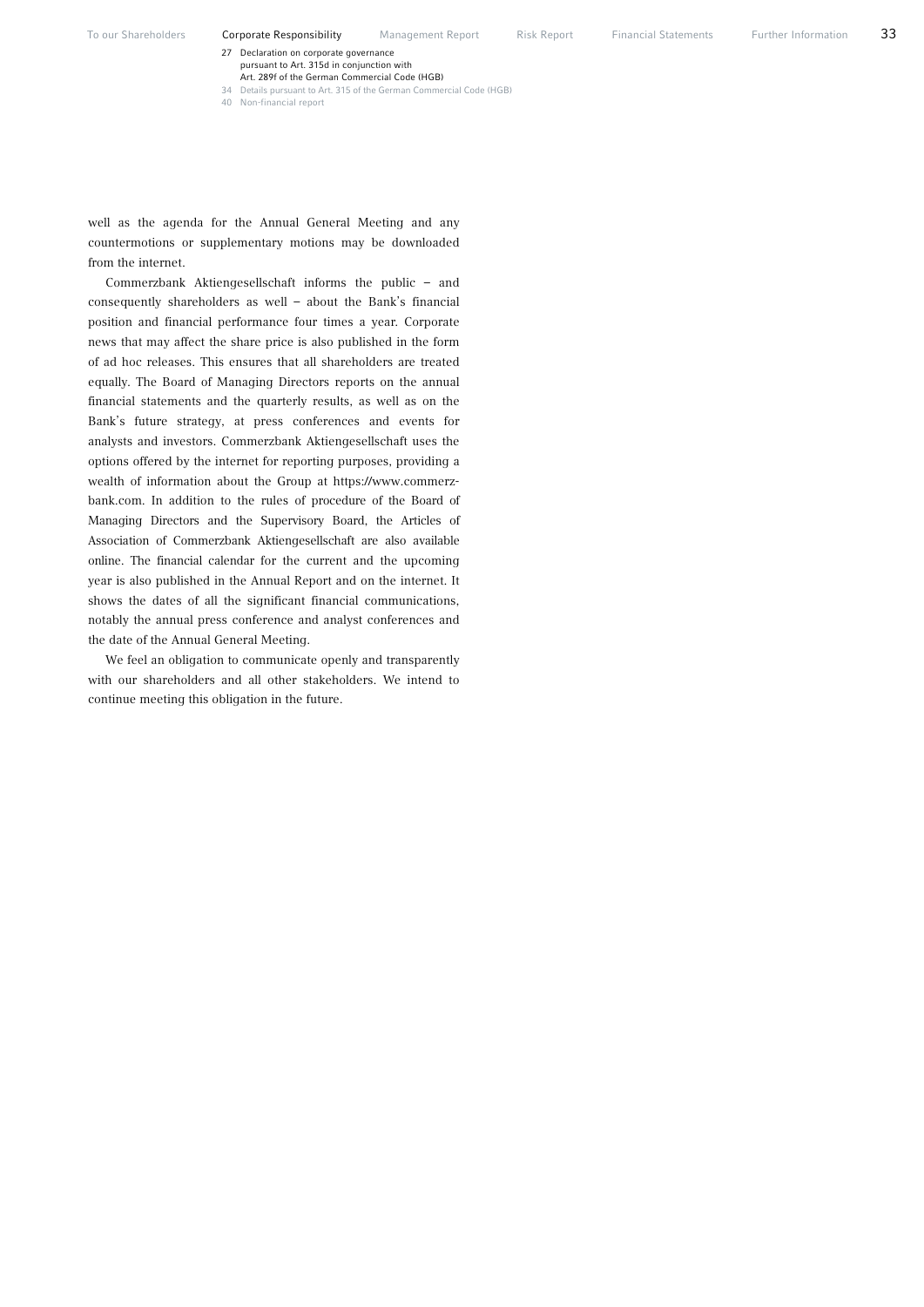well as the agenda for the Annual General Meeting and any countermotions or supplementary motions may be downloaded from the internet.

Commerzbank Aktiengesellschaft informs the public – and consequently shareholders as well – about the Bank's financial position and financial performance four times a year. Corporate news that may affect the share price is also published in the form of ad hoc releases. This ensures that all shareholders are treated equally. The Board of Managing Directors reports on the annual financial statements and the quarterly results, as well as on the Bank's future strategy, at press conferences and events for analysts and investors. Commerzbank Aktiengesellschaft uses the options offered by the internet for reporting purposes, providing a wealth of information about the Group at https://www.commerzbank.com. In addition to the rules of procedure of the Board of Managing Directors and the Supervisory Board, the Articles of Association of Commerzbank Aktiengesellschaft are also available online. The financial calendar for the current and the upcoming year is also published in the Annual Report and on the internet. It shows the dates of all the significant financial communications, notably the annual press conference and analyst conferences and the date of the Annual General Meeting.

We feel an obligation to communicate openly and transparently with our shareholders and all other stakeholders. We intend to continue meeting this obligation in the future.